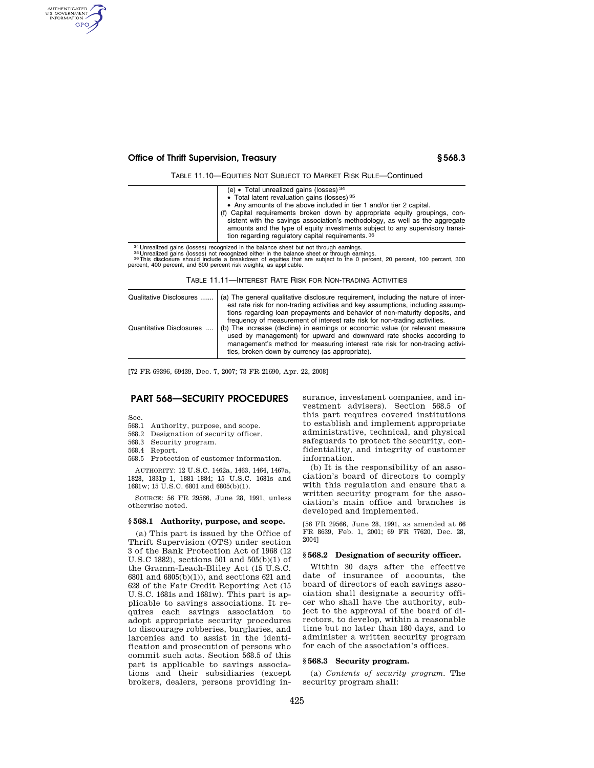TABLE 11.10—EQUITIES NOT SUBJECT TO MARKET RISK RULE—Continued

| | |
|---|---|
| | (e) • Total unrealized gains (losses) [34]<br>• Total latent revaluation gains (losses) [35]<br>• Any amounts of the above included in tier 1 and/or tier 2 capital.<br>(f) Capital requirements broken down by appropriate equity groupings, consistent with the savings association's methodology, as well as the aggregate amounts and the type of equity investments subject to any supervisory transition regarding regulatory capital requirements. [36] |

[34] Unrealized gains (losses) recognized in the balance sheet but not through earnings.
[35] Unrealized gains (losses) not recognized either in the balance sheet or through earnings.
[36] This disclosure should include a breakdown of equities that are subject to the 0 percent, 20 percent, 100 percent, 300 percent, 400 percent, and 600 percent risk weights, as applicable.

TABLE 11.11—INTEREST RATE RISK FOR NON-TRADING ACTIVITIES

| | |
|---|---|
| Qualitative Disclosures | (a) The general qualitative disclosure requirement, including the nature of interest rate risk for non-trading activities and key assumptions, including assumptions regarding loan prepayments and behavior of non-maturity deposits, and frequency of measurement of interest rate risk for non-trading activities. |
| Quantitative Disclosures | (b) The increase (decline) in earnings or economic value (or relevant measure used by management) for upward and downward rate shocks according to management's method for measuring interest rate risk for non-trading activities, broken down by currency (as appropriate). |

[72 FR 69396, 69439, Dec. 7, 2007; 73 FR 21690, Apr. 22, 2008]

## PART 568—SECURITY PROCEDURES

Sec.
568.1 Authority, purpose, and scope.
568.2 Designation of security officer.
568.3 Security program.
568.4 Report.
568.5 Protection of customer information.

AUTHORITY: 12 U.S.C. 1462a, 1463, 1464, 1467a, 1828, 1831p–1, 1881–1884; 15 U.S.C. 1681s and 1681w; 15 U.S.C. 6801 and 6805(b)(1).

SOURCE: 56 FR 29566, June 28, 1991, unless otherwise noted.

### § 568.1 Authority, purpose, and scope.

(a) This part is issued by the Office of Thrift Supervision (OTS) under section 3 of the Bank Protection Act of 1968 (12 U.S.C 1882), sections 501 and 505(b)(1) of the Gramm-Leach-Bliley Act (15 U.S.C. 6801 and 6805(b)(1)), and sections 621 and 628 of the Fair Credit Reporting Act (15 U.S.C. 1681s and 1681w). This part is applicable to savings associations. It requires each savings association to adopt appropriate security procedures to discourage robberies, burglaries, and larcenies and to assist in the identification and prosecution of persons who commit such acts. Section 568.5 of this part is applicable to savings associations and their subsidiaries (except brokers, dealers, persons providing insurance, investment companies, and investment advisers). Section 568.5 of this part requires covered institutions to establish and implement appropriate administrative, technical, and physical safeguards to protect the security, confidentiality, and integrity of customer information.

(b) It is the responsibility of an association's board of directors to comply with this regulation and ensure that a written security program for the association's main office and branches is developed and implemented.

[56 FR 29566, June 28, 1991, as amended at 66 FR 8639, Feb. 1, 2001; 69 FR 77620, Dec. 28, 2004]

### § 568.2 Designation of security officer.

Within 30 days after the effective date of insurance of accounts, the board of directors of each savings association shall designate a security officer who shall have the authority, subject to the approval of the board of directors, to develop, within a reasonable time but no later than 180 days, and to administer a written security program for each of the association's offices.

### § 568.3 Security program.

(a) *Contents of security program.* The security program shall: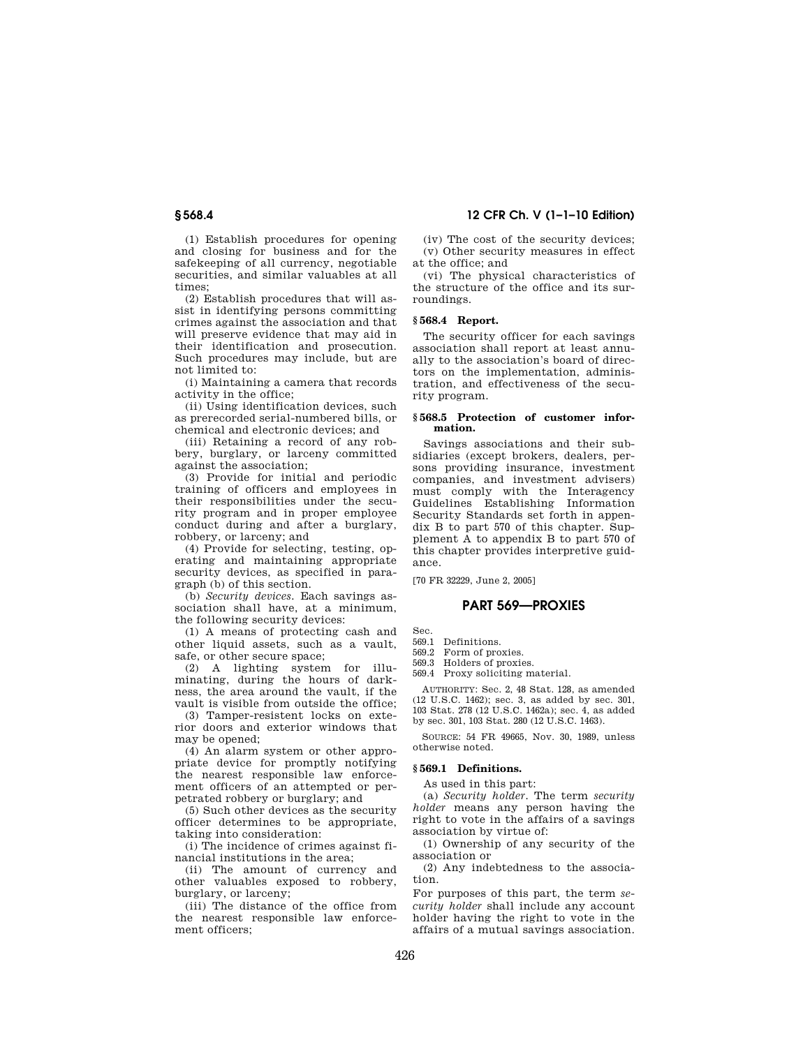(1) Establish procedures for opening and closing for business and for the safekeeping of all currency, negotiable securities, and similar valuables at all times;

(2) Establish procedures that will assist in identifying persons committing crimes against the association and that will preserve evidence that may aid in their identification and prosecution. Such procedures may include, but are not limited to:

(i) Maintaining a camera that records activity in the office;

(ii) Using identification devices, such as prerecorded serial-numbered bills, or chemical and electronic devices; and

(iii) Retaining a record of any robbery, burglary, or larceny committed against the association;

(3) Provide for initial and periodic training of officers and employees in their responsibilities under the security program and in proper employee conduct during and after a burglary, robbery, or larceny; and

(4) Provide for selecting, testing, operating and maintaining appropriate security devices, as specified in paragraph (b) of this section.

(b) *Security devices.* Each savings association shall have, at a minimum, the following security devices:

(1) A means of protecting cash and other liquid assets, such as a vault, safe, or other secure space;

(2) A lighting system for illuminating, during the hours of darkness, the area around the vault, if the vault is visible from outside the office;

(3) Tamper-resistent locks on exterior doors and exterior windows that may be opened;

(4) An alarm system or other appropriate device for promptly notifying the nearest responsible law enforcement officers of an attempted or perpetrated robbery or burglary; and

(5) Such other devices as the security officer determines to be appropriate, taking into consideration:

(i) The incidence of crimes against financial institutions in the area;

(ii) The amount of currency and other valuables exposed to robbery, burglary, or larceny;

(iii) The distance of the office from the nearest responsible law enforcement officers;

(iv) The cost of the security devices;

(v) Other security measures in effect at the office; and

(vi) The physical characteristics of the structure of the office and its surroundings.

### § 568.4 Report.

The security officer for each savings association shall report at least annually to the association's board of directors on the implementation, administration, and effectiveness of the security program.

### § 568.5 Protection of customer information.

Savings associations and their subsidiaries (except brokers, dealers, persons providing insurance, investment companies, and investment advisers) must comply with the Interagency Guidelines Establishing Information Security Standards set forth in appendix B to part 570 of this chapter. Supplement A to appendix B to part 570 of this chapter provides interpretive guidance.

[70 FR 32229, June 2, 2005]

## PART 569—PROXIES

Sec.
569.1 Definitions.
569.2 Form of proxies.
569.3 Holders of proxies.
569.4 Proxy soliciting material.

AUTHORITY: Sec. 2, 48 Stat. 128, as amended (12 U.S.C. 1462); sec. 3, as added by sec. 301, 103 Stat. 278 (12 U.S.C. 1462a); sec. 4, as added by sec. 301, 103 Stat. 280 (12 U.S.C. 1463).

SOURCE: 54 FR 49665, Nov. 30, 1989, unless otherwise noted.

### § 569.1 Definitions.

As used in this part:

(a) *Security holder.* The term *security holder* means any person having the right to vote in the affairs of a savings association by virtue of:

(1) Ownership of any security of the association or

(2) Any indebtedness to the association.

For purposes of this part, the term *security holder* shall include any account holder having the right to vote in the affairs of a mutual savings association.